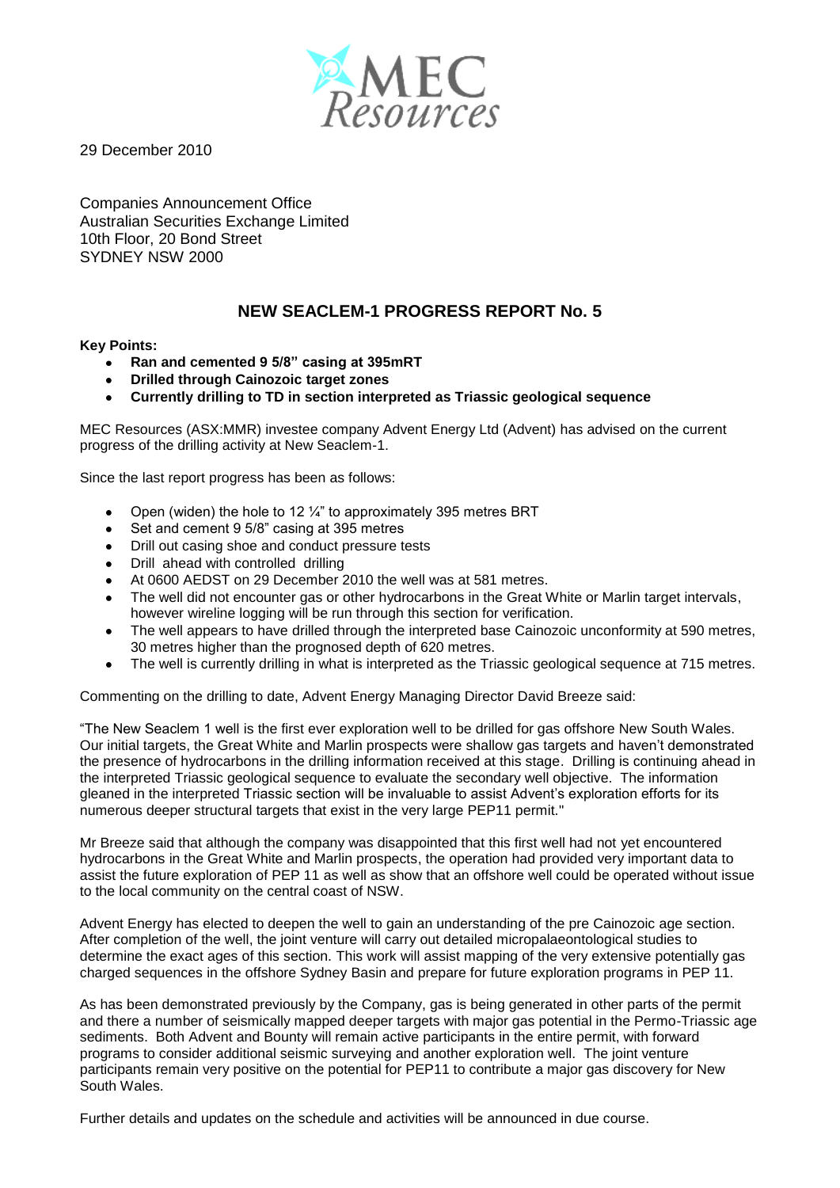MEC Resources

29 December 2010

Companies Announcement Office
Australian Securities Exchange Limited
10th Floor, 20 Bond Street
SYDNEY NSW 2000

## NEW SEACLEM-1 PROGRESS REPORT No. 5

**Key Points:**

- **Ran and cemented 9 5/8" casing at 395mRT**
- **Drilled through Cainozoic target zones**
- **Currently drilling to TD in section interpreted as Triassic geological sequence**

MEC Resources (ASX:MMR) investee company Advent Energy Ltd (Advent) has advised on the current progress of the drilling activity at New Seaclem-1.

Since the last report progress has been as follows:

- Open (widen) the hole to 12 ¼" to approximately 395 metres BRT
- Set and cement 9 5/8" casing at 395 metres
- Drill out casing shoe and conduct pressure tests
- Drill ahead with controlled drilling
- At 0600 AEDST on 29 December 2010 the well was at 581 metres.
- The well did not encounter gas or other hydrocarbons in the Great White or Marlin target intervals, however wireline logging will be run through this section for verification.
- The well appears to have drilled through the interpreted base Cainozoic unconformity at 590 metres, 30 metres higher than the prognosed depth of 620 metres.
- The well is currently drilling in what is interpreted as the Triassic geological sequence at 715 metres.

Commenting on the drilling to date, Advent Energy Managing Director David Breeze said:

"The New Seaclem 1 well is the first ever exploration well to be drilled for gas offshore New South Wales. Our initial targets, the Great White and Marlin prospects were shallow gas targets and haven't demonstrated the presence of hydrocarbons in the drilling information received at this stage. Drilling is continuing ahead in the interpreted Triassic geological sequence to evaluate the secondary well objective. The information gleaned in the interpreted Triassic section will be invaluable to assist Advent's exploration efforts for its numerous deeper structural targets that exist in the very large PEP11 permit."

Mr Breeze said that although the company was disappointed that this first well had not yet encountered hydrocarbons in the Great White and Marlin prospects, the operation had provided very important data to assist the future exploration of PEP 11 as well as show that an offshore well could be operated without issue to the local community on the central coast of NSW.

Advent Energy has elected to deepen the well to gain an understanding of the pre Cainozoic age section. After completion of the well, the joint venture will carry out detailed micropalaeontological studies to determine the exact ages of this section. This work will assist mapping of the very extensive potentially gas charged sequences in the offshore Sydney Basin and prepare for future exploration programs in PEP 11.

As has been demonstrated previously by the Company, gas is being generated in other parts of the permit and there a number of seismically mapped deeper targets with major gas potential in the Permo-Triassic age sediments. Both Advent and Bounty will remain active participants in the entire permit, with forward programs to consider additional seismic surveying and another exploration well. The joint venture participants remain very positive on the potential for PEP11 to contribute a major gas discovery for New South Wales.

Further details and updates on the schedule and activities will be announced in due course.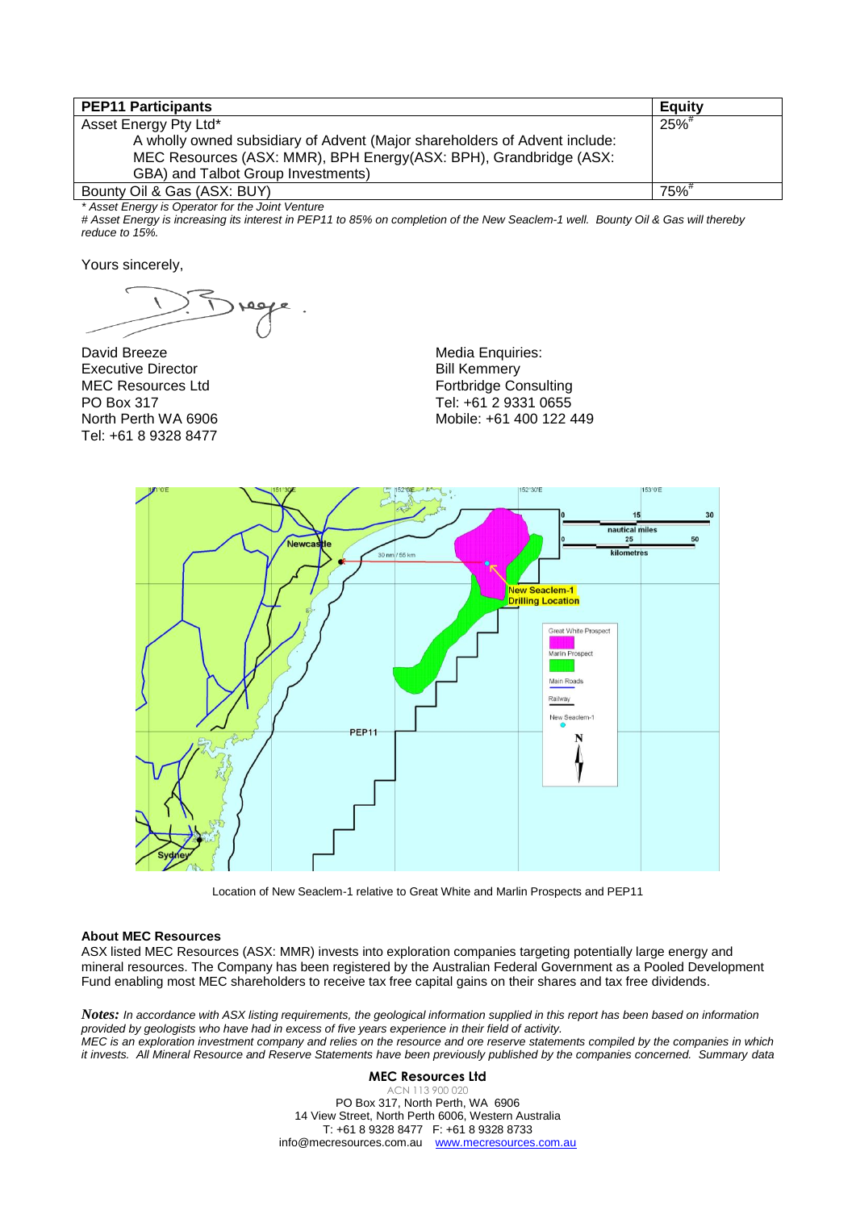| PEP11 Participants | Equity |
|---|---|
| Asset Energy Pty Ltd* <br> A wholly owned subsidiary of Advent (Major shareholders of Advent include: MEC Resources (ASX: MMR), BPH Energy(ASX: BPH), Grandbridge (ASX: GBA) and Talbot Group Investments) | 25%# |
| Bounty Oil & Gas (ASX: BUY) | 75%# |

*\* Asset Energy is Operator for the Joint Venture*

*# Asset Energy is increasing its interest in PEP11 to 85% on completion of the New Seaclem-1 well. Bounty Oil & Gas will thereby reduce to 15%.*

Yours sincerely,

David Breeze
Executive Director
MEC Resources Ltd
PO Box 317
North Perth WA 6906
Tel: +61 8 9328 8477

Media Enquiries:
Bill Kemmery
Fortbridge Consulting
Tel: +61 2 9331 0655
Mobile: +61 400 122 449

Location of New Seaclem-1 relative to Great White and Marlin Prospects and PEP11

**About MEC Resources**

ASX listed MEC Resources (ASX: MMR) invests into exploration companies targeting potentially large energy and mineral resources. The Company has been registered by the Australian Federal Government as a Pooled Development Fund enabling most MEC shareholders to receive tax free capital gains on their shares and tax free dividends.

***Notes:*** *In accordance with ASX listing requirements, the geological information supplied in this report has been based on information provided by geologists who have had in excess of five years experience in their field of activity.*
*MEC is an exploration investment company and relies on the resource and ore reserve statements compiled by the companies in which it invests. All Mineral Resource and Reserve Statements have been previously published by the companies concerned. Summary data*

**MEC Resources Ltd**
ACN 113 900 020
PO Box 317, North Perth, WA 6906
14 View Street, North Perth 6006, Western Australia
T: +61 8 9328 8477 F: +61 8 9328 8733
info@mecresources.com.au www.mecresources.com.au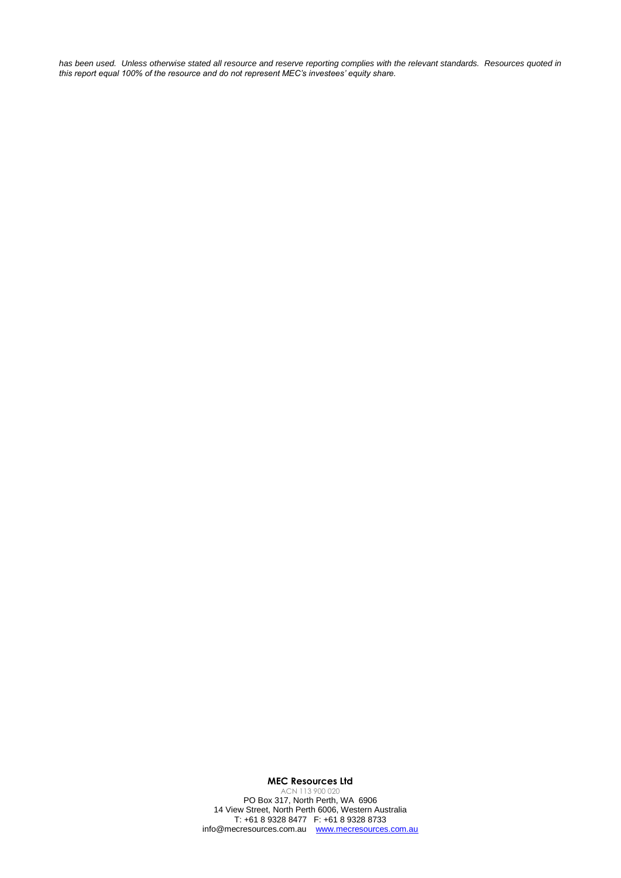*has been used. Unless otherwise stated all resource and reserve reporting complies with the relevant standards. Resources quoted in this report equal 100% of the resource and do not represent MEC's investees' equity share.*

**MEC Resources Ltd**
ACN 113 900 020
PO Box 317, North Perth, WA 6906
14 View Street, North Perth 6006, Western Australia
T: +61 8 9328 8477 F: +61 8 9328 8733
info@mecresources.com.au www.mecresources.com.au